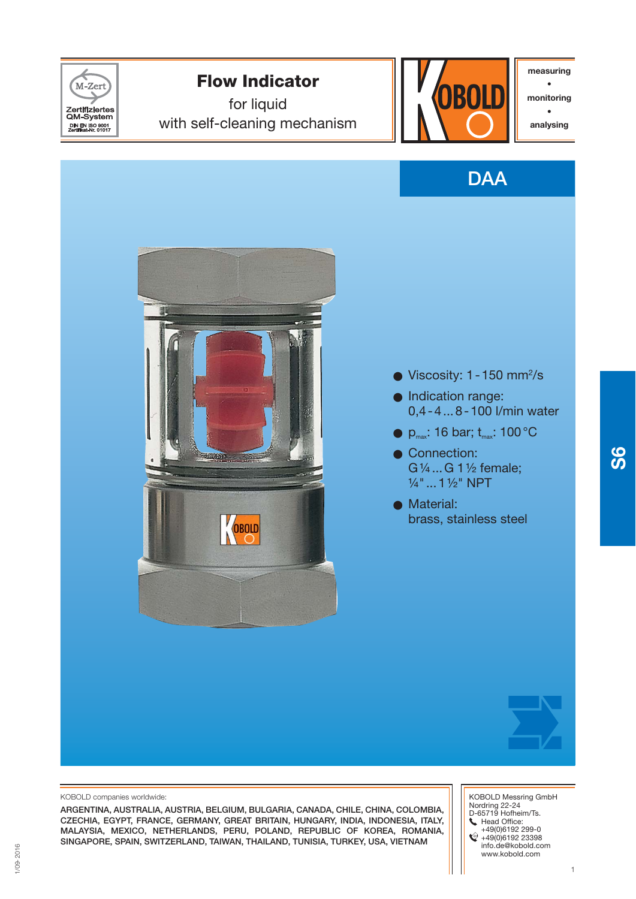# Flow Indicator

for liquid
with self-cleaning mechanism

measuring • monitoring • analysing

## DAA

- Viscosity: 1 - 150 mm²/s
- Indication range: 0,4 - 4 ... 8 - 100 l/min water
- $p_{max}$: 16 bar; $t_{max}$: 100 °C
- Connection: G ¼ ... G 1 ½ female; ¼" ... 1 ½" NPT
- Material: brass, stainless steel

KOBOLD companies worldwide:

ARGENTINA, AUSTRALIA, AUSTRIA, BELGIUM, BULGARIA, CANADA, CHILE, CHINA, COLOMBIA, CZECHIA, EGYPT, FRANCE, GERMANY, GREAT BRITAIN, HUNGARY, INDIA, INDONESIA, ITALY, MALAYSIA, MEXICO, NETHERLANDS, PERU, POLAND, REPUBLIC OF KOREA, ROMANIA, SINGAPORE, SPAIN, SWITZERLAND, TAIWAN, THAILAND, TUNISIA, TURKEY, USA, VIETNAM

KOBOLD Messring GmbH
Nordring 22-24
D-65719 Hofheim/Ts.
Head Office:
+49(0)6192 299-0
+49(0)6192 23398
info.de@kobold.com
www.kobold.com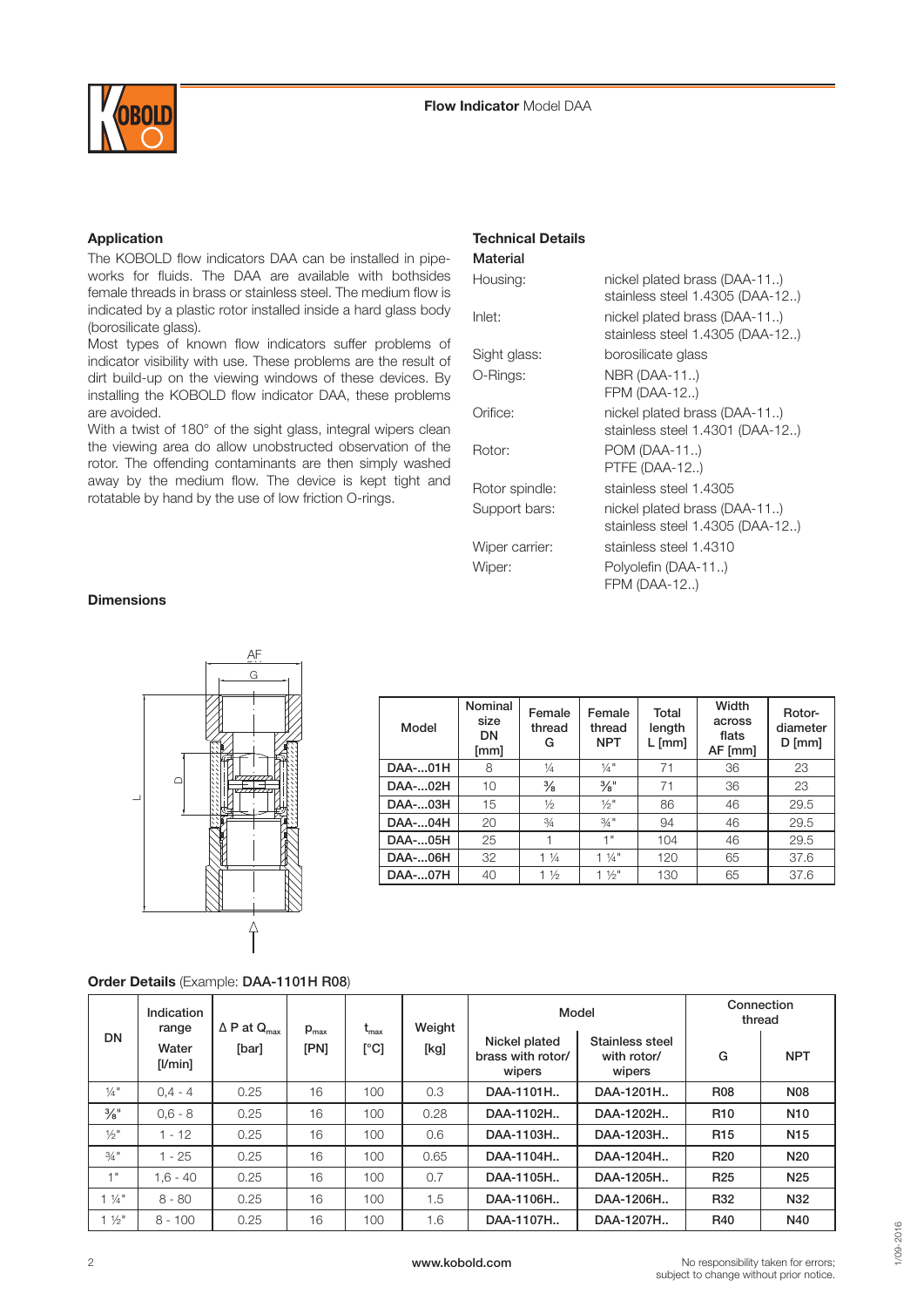## Application

The KOBOLD flow indicators DAA can be installed in pipeworks for fluids. The DAA are available with bothsides female threads in brass or stainless steel. The medium flow is indicated by a plastic rotor installed inside a hard glass body (borosilicate glass).

Most types of known flow indicators suffer problems of indicator visibility with use. These problems are the result of dirt build-up on the viewing windows of these devices. By installing the KOBOLD flow indicator DAA, these problems are avoided.

With a twist of 180° of the sight glass, integral wipers clean the viewing area do allow unobstructed observation of the rotor. The offending contaminants are then simply washed away by the medium flow. The device is kept tight and rotatable by hand by the use of low friction O-rings.

## Technical Details

**Material**

| | |
|---|---|
| Housing: | nickel plated brass (DAA-11..) stainless steel 1.4305 (DAA-12..) |
| Inlet: | nickel plated brass (DAA-11..) stainless steel 1.4305 (DAA-12..) |
| Sight glass: | borosilicate glass |
| O-Rings: | NBR (DAA-11..) FPM (DAA-12..) |
| Orifice: | nickel plated brass (DAA-11..) stainless steel 1.4301 (DAA-12..) |
| Rotor: | POM (DAA-11..) PTFE (DAA-12..) |
| Rotor spindle: | stainless steel 1.4305 |
| Support bars: | nickel plated brass (DAA-11..) stainless steel 1.4305 (DAA-12..) |
| Wiper carrier: | stainless steel 1.4310 |
| Wiper: | Polyolefin (DAA-11..) FPM (DAA-12..) |

## Dimensions

AF
G
D
L

| Model | Nominal size DN [mm] | Female thread G | Female thread NPT | Total length L [mm] | Width across flats AF [mm] | Rotor-diameter D [mm] |
|---|---|---|---|---|---|---|
| DAA-...01H | 8 | ¼ | ¼" | 71 | 36 | 23 |
| DAA-...02H | 10 | ⅜ | ⅜" | 71 | 36 | 23 |
| DAA-...03H | 15 | ½ | ½" | 86 | 46 | 29.5 |
| DAA-...04H | 20 | ¾ | ¾" | 94 | 46 | 29.5 |
| DAA-...05H | 25 | 1 | 1" | 104 | 46 | 29.5 |
| DAA-...06H | 32 | 1 ¼ | 1 ¼" | 120 | 65 | 37.6 |
| DAA-...07H | 40 | 1 ½ | 1 ½" | 130 | 65 | 37.6 |

**Order Details** (Example: **DAA-1101H R08**)

| DN | Indication range Water [l/min] | Δ P at $Q_{max}$ [bar] | $p_{max}$ [PN] | $t_{max}$ [°C] | Weight [kg] | Model | | Connection thread | |
|---|---|---|---|---|---|---|---|---|---|
| | | | | | | Nickel plated brass with rotor/ wipers | Stainless steel with rotor/ wipers | G | NPT |
| ¼" | 0,4 - 4 | 0.25 | 16 | 100 | 0.3 | DAA-1101H.. | DAA-1201H.. | R08 | N08 |
| ⅜" | 0,6 - 8 | 0.25 | 16 | 100 | 0.28 | DAA-1102H.. | DAA-1202H.. | R10 | N10 |
| ½" | 1 - 12 | 0.25 | 16 | 100 | 0.6 | DAA-1103H.. | DAA-1203H.. | R15 | N15 |
| ¾" | 1 - 25 | 0.25 | 16 | 100 | 0.65 | DAA-1104H.. | DAA-1204H.. | R20 | N20 |
| 1" | 1,6 - 40 | 0.25 | 16 | 100 | 0.7 | DAA-1105H.. | DAA-1205H.. | R25 | N25 |
| 1 ¼" | 8 - 80 | 0.25 | 16 | 100 | 1.5 | DAA-1106H.. | DAA-1206H.. | R32 | N32 |
| 1 ½" | 8 - 100 | 0.25 | 16 | 100 | 1.6 | DAA-1107H.. | DAA-1207H.. | R40 | N40 |

No responsibility taken for errors; subject to change without prior notice.